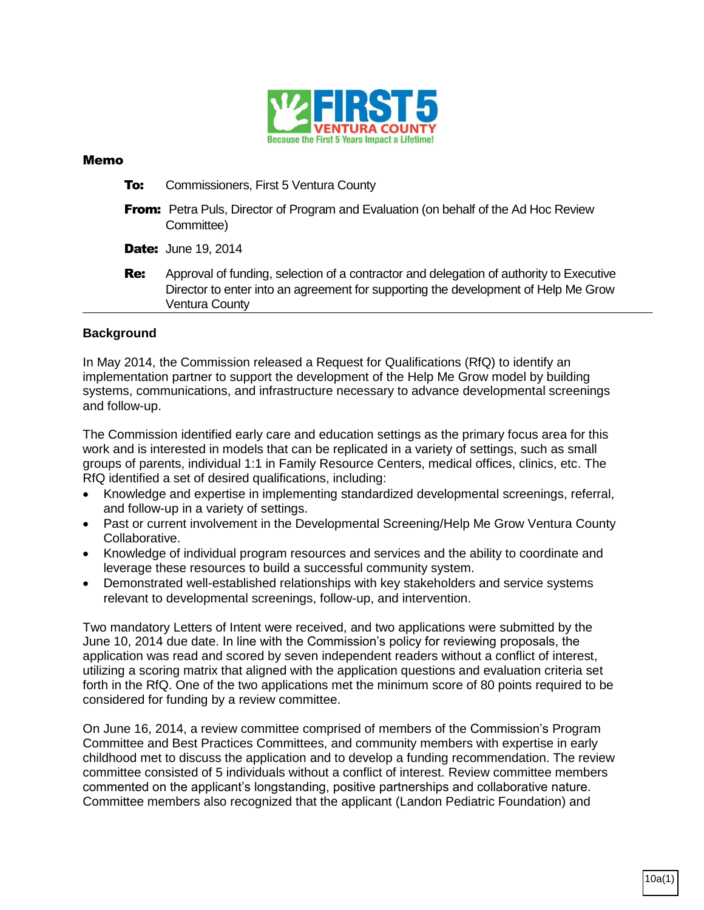FIRST 5 VENTURA COUNTY
Because the First 5 Years Impact a Lifetime!

## Memo

**To:** Commissioners, First 5 Ventura County

**From:** Petra Puls, Director of Program and Evaluation (on behalf of the Ad Hoc Review Committee)

**Date:** June 19, 2014

**Re:** Approval of funding, selection of a contractor and delegation of authority to Executive Director to enter into an agreement for supporting the development of Help Me Grow Ventura County

---

### Background

In May 2014, the Commission released a Request for Qualifications (RfQ) to identify an implementation partner to support the development of the Help Me Grow model by building systems, communications, and infrastructure necessary to advance developmental screenings and follow-up.

The Commission identified early care and education settings as the primary focus area for this work and is interested in models that can be replicated in a variety of settings, such as small groups of parents, individual 1:1 in Family Resource Centers, medical offices, clinics, etc. The RfQ identified a set of desired qualifications, including:

- Knowledge and expertise in implementing standardized developmental screenings, referral, and follow-up in a variety of settings.
- Past or current involvement in the Developmental Screening/Help Me Grow Ventura County Collaborative.
- Knowledge of individual program resources and services and the ability to coordinate and leverage these resources to build a successful community system.
- Demonstrated well-established relationships with key stakeholders and service systems relevant to developmental screenings, follow-up, and intervention.

Two mandatory Letters of Intent were received, and two applications were submitted by the June 10, 2014 due date. In line with the Commission's policy for reviewing proposals, the application was read and scored by seven independent readers without a conflict of interest, utilizing a scoring matrix that aligned with the application questions and evaluation criteria set forth in the RfQ. One of the two applications met the minimum score of 80 points required to be considered for funding by a review committee.

On June 16, 2014, a review committee comprised of members of the Commission's Program Committee and Best Practices Committees, and community members with expertise in early childhood met to discuss the application and to develop a funding recommendation. The review committee consisted of 5 individuals without a conflict of interest. Review committee members commented on the applicant's longstanding, positive partnerships and collaborative nature. Committee members also recognized that the applicant (Landon Pediatric Foundation) and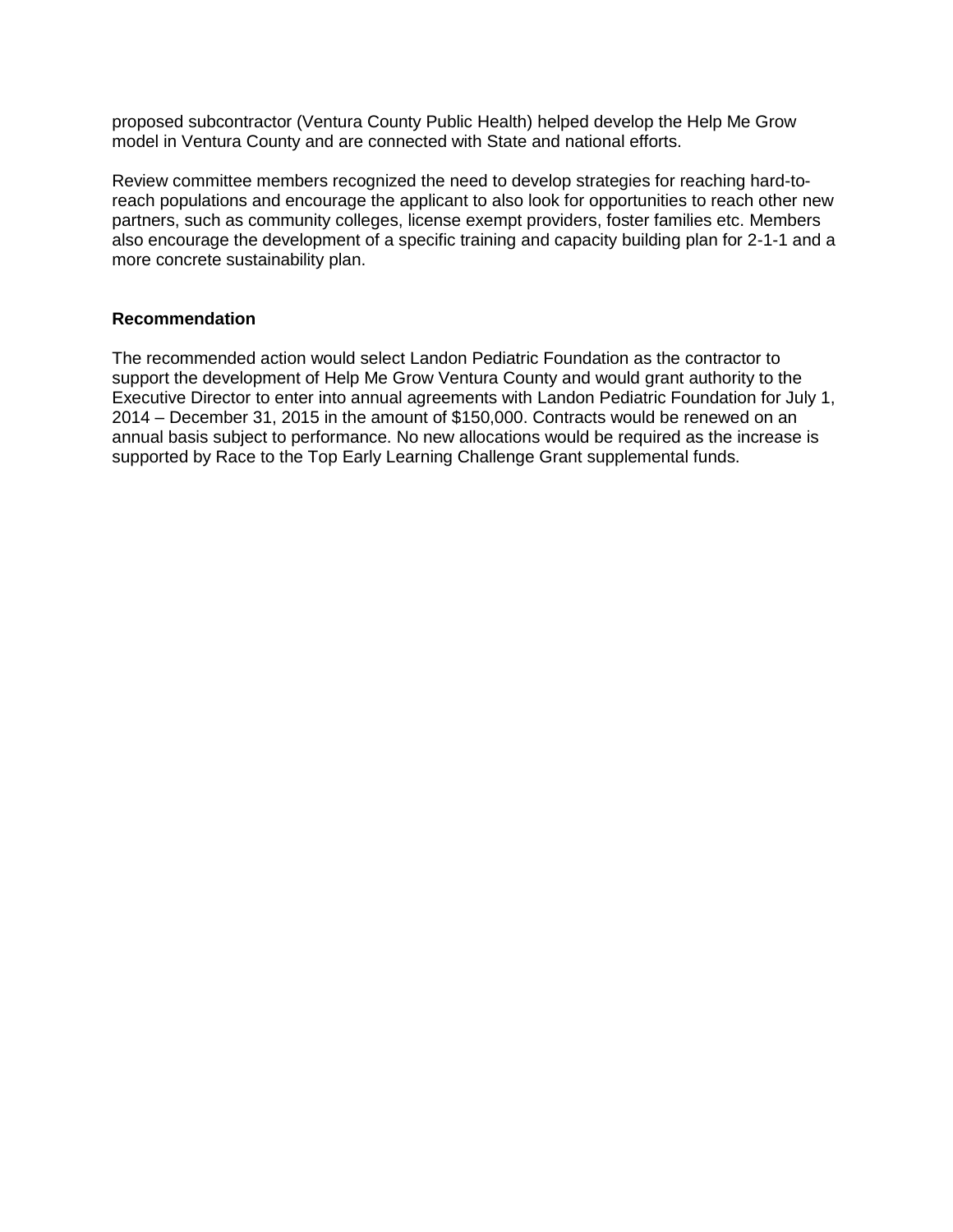proposed subcontractor (Ventura County Public Health) helped develop the Help Me Grow model in Ventura County and are connected with State and national efforts.

Review committee members recognized the need to develop strategies for reaching hard-to-reach populations and encourage the applicant to also look for opportunities to reach other new partners, such as community colleges, license exempt providers, foster families etc. Members also encourage the development of a specific training and capacity building plan for 2-1-1 and a more concrete sustainability plan.

**Recommendation**

The recommended action would select Landon Pediatric Foundation as the contractor to support the development of Help Me Grow Ventura County and would grant authority to the Executive Director to enter into annual agreements with Landon Pediatric Foundation for July 1, 2014 – December 31, 2015 in the amount of $150,000. Contracts would be renewed on an annual basis subject to performance. No new allocations would be required as the increase is supported by Race to the Top Early Learning Challenge Grant supplemental funds.